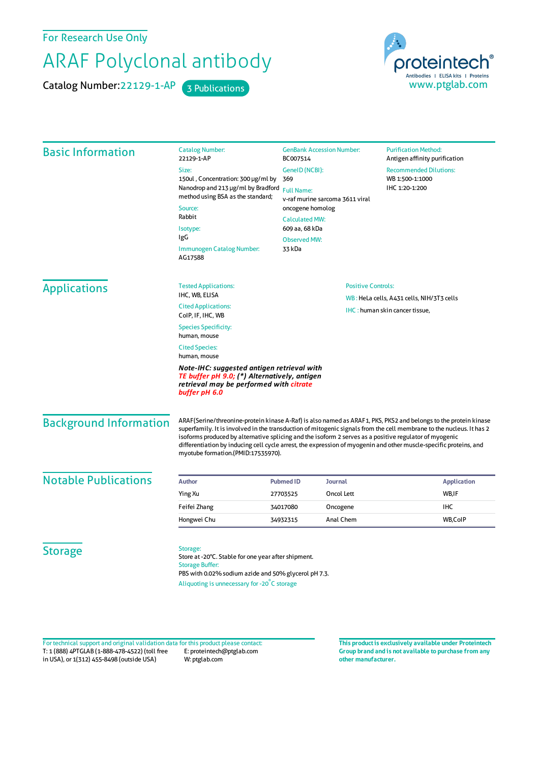For Research Use Only

# ARAF Polyclonal antibody

Catalog Number: 22129-1-AP    3 Publications

proteintech® Antibodies | ELISA kits | Proteins
www.ptglab.com

## Basic Information

Catalog Number:
22129-1-AP

Size:
150ul , Concentration: 300 μg/ml by Nanodrop and 213 μg/ml by Bradford method using BSA as the standard;

Source:
Rabbit

Isotype:
IgG

Immunogen Catalog Number:
AG17588

GenBank Accession Number:
BC007514

GeneID (NCBI):
369

Full Name:
v-raf murine sarcoma 3611 viral oncogene homolog

Calculated MW:
609 aa, 68 kDa

Observed MW:
33 kDa

Purification Method:
Antigen affinity purification

Recommended Dilutions:
WB 1:500-1:1000
IHC 1:20-1:200

## Applications

Tested Applications:
IHC, WB, ELISA

Cited Applications:
CoIP, IF, IHC, WB

Species Specificity:
human, mouse

Cited Species:
human, mouse

***Note-IHC: suggested antigen retrieval with TE buffer pH 9.0; (\*) Alternatively, antigen retrieval may be performed with citrate buffer pH 6.0***

Positive Controls:

WB : HeLa cells, A431 cells, NIH/3T3 cells

IHC : human skin cancer tissue,

## Background Information

ARAF(Serine/threonine-protein kinase A-Raf) is also named as ARAF1, PKS, PKS2 and belongs to the protein kinase superfamily. It is involved in the transduction of mitogenic signals from the cell membrane to the nucleus. It has 2 isoforms produced by alternative splicing and the isoform 2 serves as a positive regulator of myogenic differentiation by inducing cell cycle arrest, the expression of myogenin and other muscle-specific proteins, and myotube formation.(PMID:17535970).

## Notable Publications

| Author | Pubmed ID | Journal | Application |
|---|---|---|---|
| Ying Xu | 27703525 | Oncol Lett | WB,IF |
| Feifei Zhang | 34017080 | Oncogene | IHC |
| Hongwei Chu | 34932315 | Anal Chem | WB,CoIP |

## Storage

Storage:
Store at -20°C. Stable for one year after shipment.
Storage Buffer:
PBS with 0.02% sodium azide and 50% glycerol pH 7.3.
Aliquoting is unnecessary for -20°C storage

For technical support and original validation data for this product please contact:
T: 1 (888) 4PTGLAB (1-888-478-4522) (toll free in USA), or 1(312) 455-8498 (outside USA)
E: proteintech@ptglab.com
W: ptglab.com

**This product is exclusively available under Proteintech Group brand and is not available to purchase from any other manufacturer.**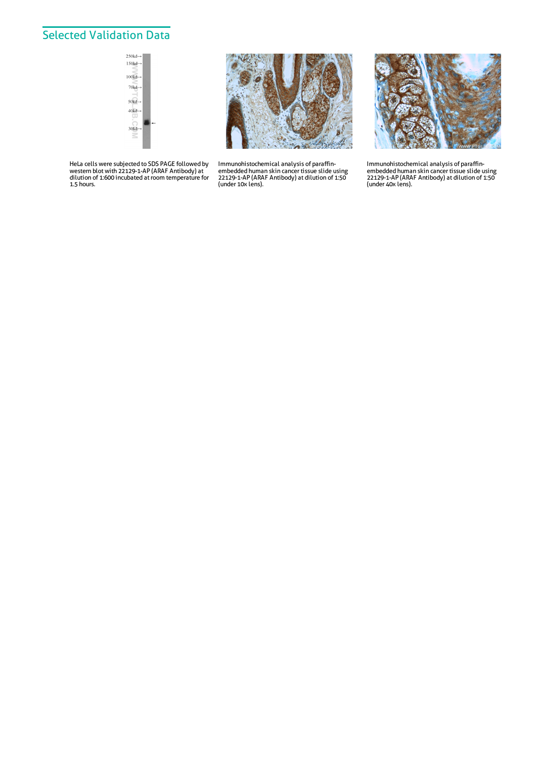## Selected Validation Data

250kd→
150kd→
100kd→
70kd→
50kd→
40kd→
30kd→

HeLa cells were subjected to SDS PAGE followed by western blot with 22129-1-AP (ARAF Antibody) at dilution of 1:600 incubated at room temperature for 1.5 hours.

Immunohistochemical analysis of paraffin-embedded human skin cancer tissue slide using 22129-1-AP (ARAF Antibody) at dilution of 1:50 (under 10x lens).

Immunohistochemical analysis of paraffin-embedded human skin cancer tissue slide using 22129-1-AP (ARAF Antibody) at dilution of 1:50 (under 40x lens).